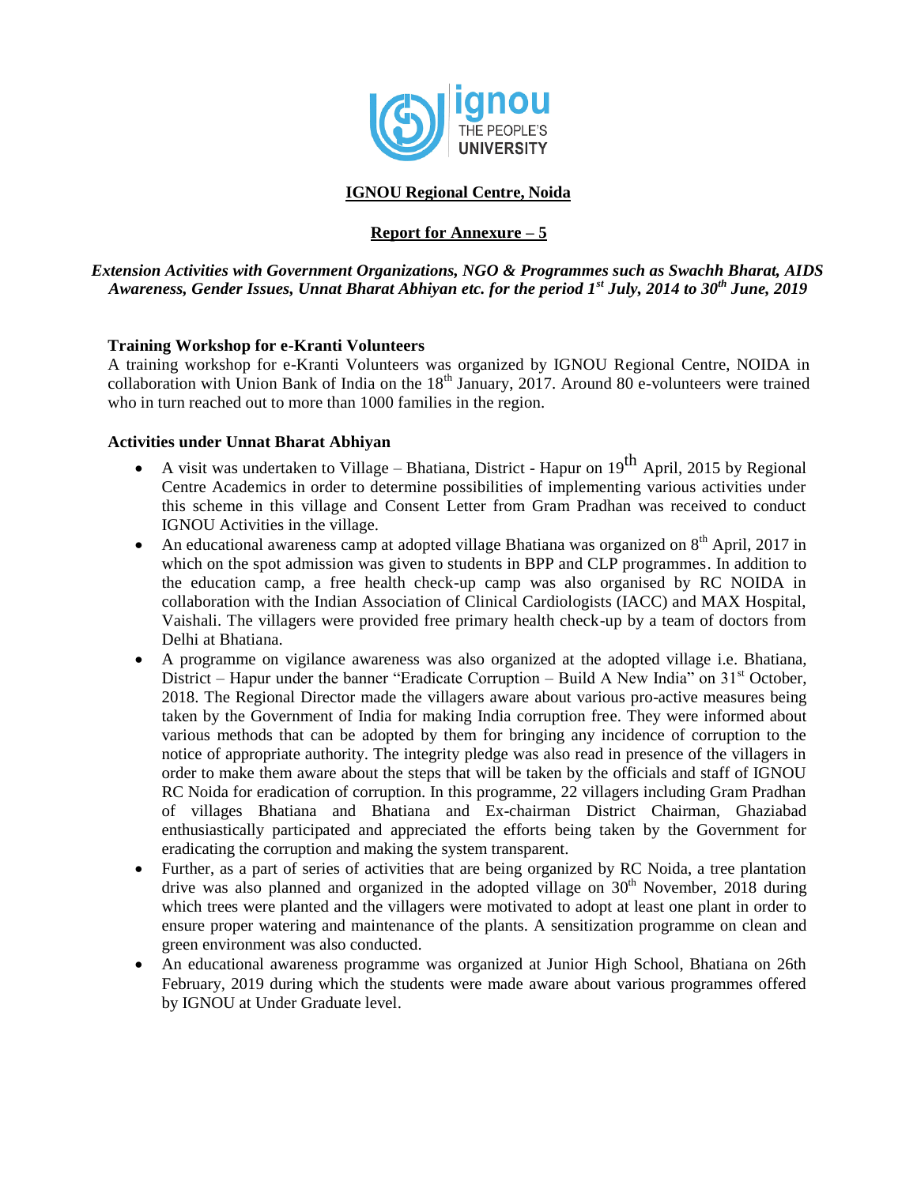**IGNOU Regional Centre, Noida**

**Report for Annexure – 5**

***Extension Activities with Government Organizations, NGO & Programmes such as Swachh Bharat, AIDS Awareness, Gender Issues, Unnat Bharat Abhiyan etc. for the period 1st July, 2014 to 30th June, 2019***

### Training Workshop for e-Kranti Volunteers

A training workshop for e-Kranti Volunteers was organized by IGNOU Regional Centre, NOIDA in collaboration with Union Bank of India on the 18th January, 2017. Around 80 e-volunteers were trained who in turn reached out to more than 1000 families in the region.

### Activities under Unnat Bharat Abhiyan

- A visit was undertaken to Village – Bhatiana, District - Hapur on 19th April, 2015 by Regional Centre Academics in order to determine possibilities of implementing various activities under this scheme in this village and Consent Letter from Gram Pradhan was received to conduct IGNOU Activities in the village.
- An educational awareness camp at adopted village Bhatiana was organized on 8th April, 2017 in which on the spot admission was given to students in BPP and CLP programmes. In addition to the education camp, a free health check-up camp was also organised by RC NOIDA in collaboration with the Indian Association of Clinical Cardiologists (IACC) and MAX Hospital, Vaishali. The villagers were provided free primary health check-up by a team of doctors from Delhi at Bhatiana.
- A programme on vigilance awareness was also organized at the adopted village i.e. Bhatiana, District – Hapur under the banner "Eradicate Corruption – Build A New India" on 31st October, 2018. The Regional Director made the villagers aware about various pro-active measures being taken by the Government of India for making India corruption free. They were informed about various methods that can be adopted by them for bringing any incidence of corruption to the notice of appropriate authority. The integrity pledge was also read in presence of the villagers in order to make them aware about the steps that will be taken by the officials and staff of IGNOU RC Noida for eradication of corruption. In this programme, 22 villagers including Gram Pradhan of villages Bhatiana and Bhatiana and Ex-chairman District Chairman, Ghaziabad enthusiastically participated and appreciated the efforts being taken by the Government for eradicating the corruption and making the system transparent.
- Further, as a part of series of activities that are being organized by RC Noida, a tree plantation drive was also planned and organized in the adopted village on 30th November, 2018 during which trees were planted and the villagers were motivated to adopt at least one plant in order to ensure proper watering and maintenance of the plants. A sensitization programme on clean and green environment was also conducted.
- An educational awareness programme was organized at Junior High School, Bhatiana on 26th February, 2019 during which the students were made aware about various programmes offered by IGNOU at Under Graduate level.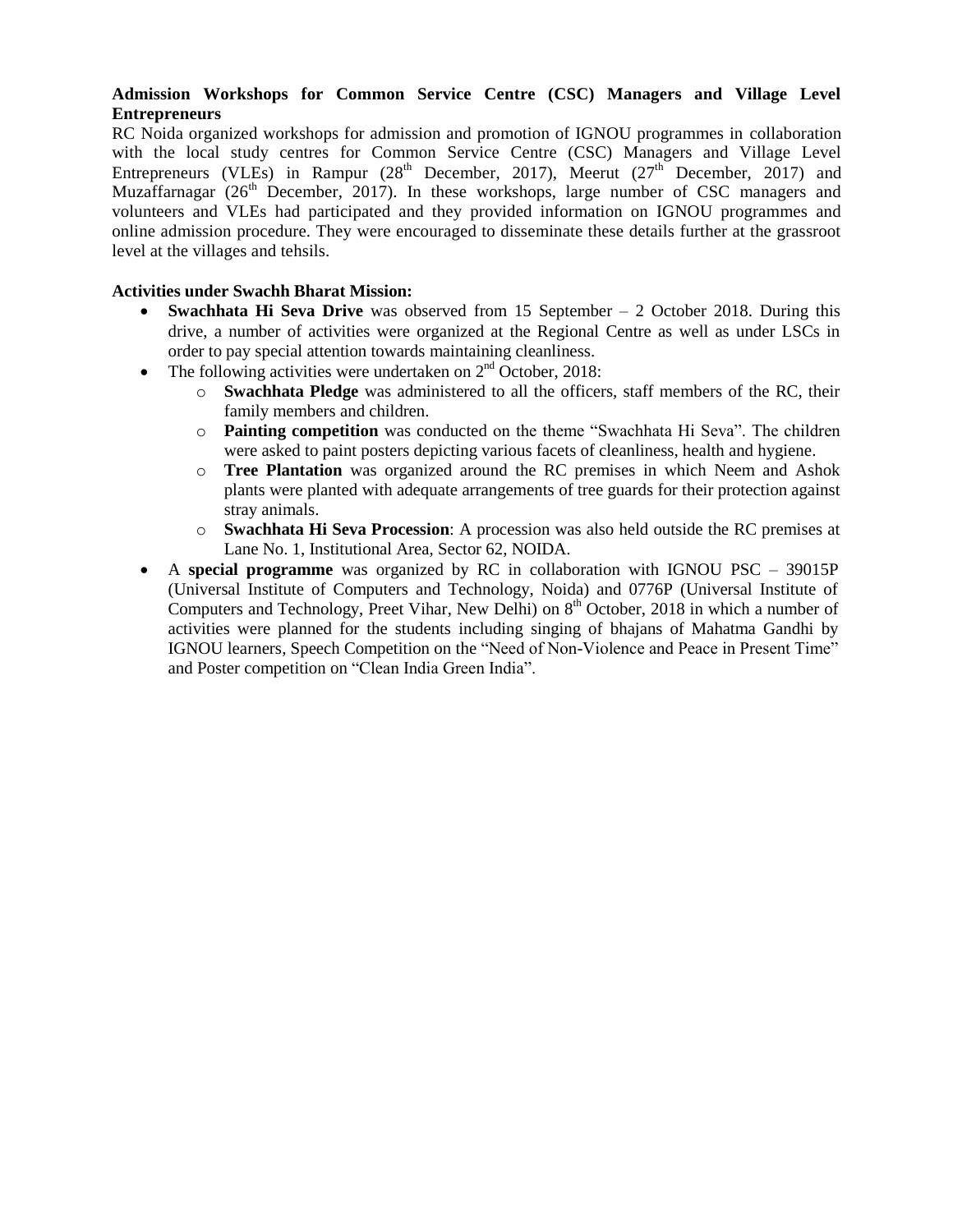**Admission Workshops for Common Service Centre (CSC) Managers and Village Level Entrepreneurs**

RC Noida organized workshops for admission and promotion of IGNOU programmes in collaboration with the local study centres for Common Service Centre (CSC) Managers and Village Level Entrepreneurs (VLEs) in Rampur (28th December, 2017), Meerut (27th December, 2017) and Muzaffarnagar (26th December, 2017). In these workshops, large number of CSC managers and volunteers and VLEs had participated and they provided information on IGNOU programmes and online admission procedure. They were encouraged to disseminate these details further at the grassroot level at the villages and tehsils.

**Activities under Swachh Bharat Mission:**

- **Swachhata Hi Seva Drive** was observed from 15 September – 2 October 2018. During this drive, a number of activities were organized at the Regional Centre as well as under LSCs in order to pay special attention towards maintaining cleanliness.
- The following activities were undertaken on 2nd October, 2018:
  - **Swachhata Pledge** was administered to all the officers, staff members of the RC, their family members and children.
  - **Painting competition** was conducted on the theme "Swachhata Hi Seva". The children were asked to paint posters depicting various facets of cleanliness, health and hygiene.
  - **Tree Plantation** was organized around the RC premises in which Neem and Ashok plants were planted with adequate arrangements of tree guards for their protection against stray animals.
  - **Swachhata Hi Seva Procession**: A procession was also held outside the RC premises at Lane No. 1, Institutional Area, Sector 62, NOIDA.
- A **special programme** was organized by RC in collaboration with IGNOU PSC – 39015P (Universal Institute of Computers and Technology, Noida) and 0776P (Universal Institute of Computers and Technology, Preet Vihar, New Delhi) on 8th October, 2018 in which a number of activities were planned for the students including singing of bhajans of Mahatma Gandhi by IGNOU learners, Speech Competition on the "Need of Non-Violence and Peace in Present Time" and Poster competition on "Clean India Green India".